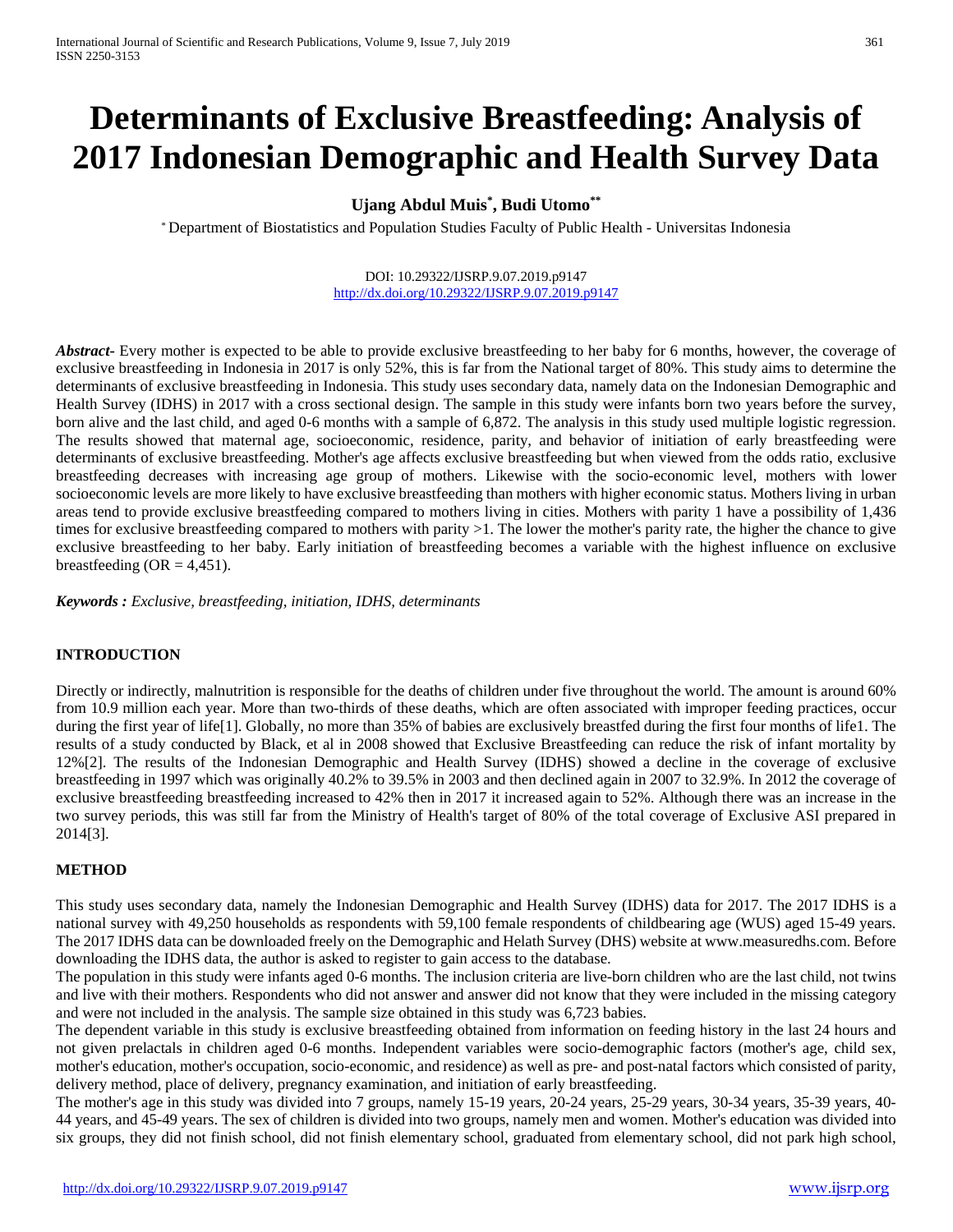# Determinants of Exclusive Breastfeeding: Analysis of 2017 Indonesian Demographic and Health Survey Data

**Ujang Abdul Muis[*], Budi Utomo[**]**

[*] Department of Biostatistics and Population Studies Faculty of Public Health - Universitas Indonesia

DOI: 10.29322/IJSRP.9.07.2019.p9147
http://dx.doi.org/10.29322/IJSRP.9.07.2019.p9147

***Abstract-*** Every mother is expected to be able to provide exclusive breastfeeding to her baby for 6 months, however, the coverage of exclusive breastfeeding in Indonesia in 2017 is only 52%, this is far from the National target of 80%. This study aims to determine the determinants of exclusive breastfeeding in Indonesia. This study uses secondary data, namely data on the Indonesian Demographic and Health Survey (IDHS) in 2017 with a cross sectional design. The sample in this study were infants born two years before the survey, born alive and the last child, and aged 0-6 months with a sample of 6,872. The analysis in this study used multiple logistic regression. The results showed that maternal age, socioeconomic, residence, parity, and behavior of initiation of early breastfeeding were determinants of exclusive breastfeeding. Mother's age affects exclusive breastfeeding but when viewed from the odds ratio, exclusive breastfeeding decreases with increasing age group of mothers. Likewise with the socio-economic level, mothers with lower socioeconomic levels are more likely to have exclusive breastfeeding than mothers with higher economic status. Mothers living in urban areas tend to provide exclusive breastfeeding compared to mothers living in cities. Mothers with parity 1 have a possibility of 1,436 times for exclusive breastfeeding compared to mothers with parity >1. The lower the mother's parity rate, the higher the chance to give exclusive breastfeeding to her baby. Early initiation of breastfeeding becomes a variable with the highest influence on exclusive breastfeeding (OR = 4,451).

***Keywords :*** *Exclusive, breastfeeding, initiation, IDHS, determinants*

## INTRODUCTION

Directly or indirectly, malnutrition is responsible for the deaths of children under five throughout the world. The amount is around 60% from 10.9 million each year. More than two-thirds of these deaths, which are often associated with improper feeding practices, occur during the first year of life[1]. Globally, no more than 35% of babies are exclusively breastfed during the first four months of life1. The results of a study conducted by Black, et al in 2008 showed that Exclusive Breastfeeding can reduce the risk of infant mortality by 12%[2]. The results of the Indonesian Demographic and Health Survey (IDHS) showed a decline in the coverage of exclusive breastfeeding in 1997 which was originally 40.2% to 39.5% in 2003 and then declined again in 2007 to 32.9%. In 2012 the coverage of exclusive breastfeeding breastfeeding increased to 42% then in 2017 it increased again to 52%. Although there was an increase in the two survey periods, this was still far from the Ministry of Health's target of 80% of the total coverage of Exclusive ASI prepared in 2014[3].

## METHOD

This study uses secondary data, namely the Indonesian Demographic and Health Survey (IDHS) data for 2017. The 2017 IDHS is a national survey with 49,250 households as respondents with 59,100 female respondents of childbearing age (WUS) aged 15-49 years. The 2017 IDHS data can be downloaded freely on the Demographic and Helath Survey (DHS) website at www.measuredhs.com. Before downloading the IDHS data, the author is asked to register to gain access to the database.

The population in this study were infants aged 0-6 months. The inclusion criteria are live-born children who are the last child, not twins and live with their mothers. Respondents who did not answer and answer did not know that they were included in the missing category and were not included in the analysis. The sample size obtained in this study was 6,723 babies.

The dependent variable in this study is exclusive breastfeeding obtained from information on feeding history in the last 24 hours and not given prelactals in children aged 0-6 months. Independent variables were socio-demographic factors (mother's age, child sex, mother's education, mother's occupation, socio-economic, and residence) as well as pre- and post-natal factors which consisted of parity, delivery method, place of delivery, pregnancy examination, and initiation of early breastfeeding.

The mother's age in this study was divided into 7 groups, namely 15-19 years, 20-24 years, 25-29 years, 30-34 years, 35-39 years, 40-44 years, and 45-49 years. The sex of children is divided into two groups, namely men and women. Mother's education was divided into six groups, they did not finish school, did not finish elementary school, graduated from elementary school, did not park high school,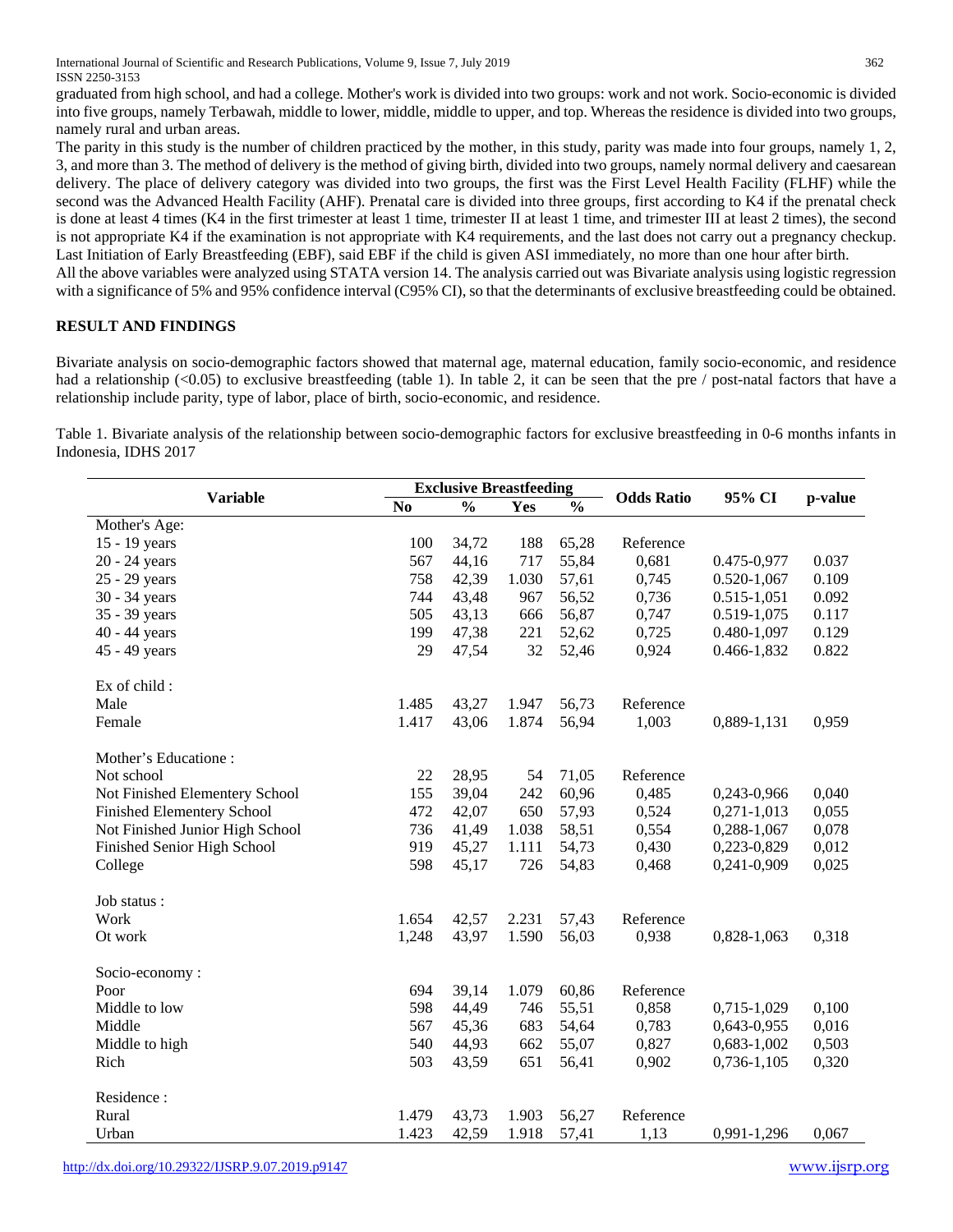graduated from high school, and had a college. Mother's work is divided into two groups: work and not work. Socio-economic is divided into five groups, namely Terbawah, middle to lower, middle, middle to upper, and top. Whereas the residence is divided into two groups, namely rural and urban areas.

The parity in this study is the number of children practiced by the mother, in this study, parity was made into four groups, namely 1, 2, 3, and more than 3. The method of delivery is the method of giving birth, divided into two groups, namely normal delivery and caesarean delivery. The place of delivery category was divided into two groups, the first was the First Level Health Facility (FLHF) while the second was the Advanced Health Facility (AHF). Prenatal care is divided into three groups, first according to K4 if the prenatal check is done at least 4 times (K4 in the first trimester at least 1 time, trimester II at least 1 time, and trimester III at least 2 times), the second is not appropriate K4 if the examination is not appropriate with K4 requirements, and the last does not carry out a pregnancy checkup. Last Initiation of Early Breastfeeding (EBF), said EBF if the child is given ASI immediately, no more than one hour after birth.

All the above variables were analyzed using STATA version 14. The analysis carried out was Bivariate analysis using logistic regression with a significance of 5% and 95% confidence interval (C95% CI), so that the determinants of exclusive breastfeeding could be obtained.

## RESULT AND FINDINGS

Bivariate analysis on socio-demographic factors showed that maternal age, maternal education, family socio-economic, and residence had a relationship (<0.05) to exclusive breastfeeding (table 1). In table 2, it can be seen that the pre / post-natal factors that have a relationship include parity, type of labor, place of birth, socio-economic, and residence.

Table 1. Bivariate analysis of the relationship between socio-demographic factors for exclusive breastfeeding in 0-6 months infants in Indonesia, IDHS 2017

| Variable | Exclusive Breastfeeding | | | | Odds Ratio | 95% CI | p-value |
|---|---|---|---|---|---|---|---|
| | No | % | Yes | % | | | |
| Mother's Age: | | | | | | | |
| 15 - 19 years | 100 | 34,72 | 188 | 65,28 | Reference | | |
| 20 - 24 years | 567 | 44,16 | 717 | 55,84 | 0,681 | 0.475-0,977 | 0.037 |
| 25 - 29 years | 758 | 42,39 | 1.030 | 57,61 | 0,745 | 0.520-1,067 | 0.109 |
| 30 - 34 years | 744 | 43,48 | 967 | 56,52 | 0,736 | 0.515-1,051 | 0.092 |
| 35 - 39 years | 505 | 43,13 | 666 | 56,87 | 0,747 | 0.519-1,075 | 0.117 |
| 40 - 44 years | 199 | 47,38 | 221 | 52,62 | 0,725 | 0.480-1,097 | 0.129 |
| 45 - 49 years | 29 | 47,54 | 32 | 52,46 | 0,924 | 0.466-1,832 | 0.822 |
| Ex of child : | | | | | | | |
| Male | 1.485 | 43,27 | 1.947 | 56,73 | Reference | | |
| Female | 1.417 | 43,06 | 1.874 | 56,94 | 1,003 | 0,889-1,131 | 0,959 |
| Mother's Educatione : | | | | | | | |
| Not school | 22 | 28,95 | 54 | 71,05 | Reference | | |
| Not Finished Elementery School | 155 | 39,04 | 242 | 60,96 | 0,485 | 0,243-0,966 | 0,040 |
| Finished Elementery School | 472 | 42,07 | 650 | 57,93 | 0,524 | 0,271-1,013 | 0,055 |
| Not Finished Junior High School | 736 | 41,49 | 1.038 | 58,51 | 0,554 | 0,288-1,067 | 0,078 |
| Finished Senior High School | 919 | 45,27 | 1.111 | 54,73 | 0,430 | 0,223-0,829 | 0,012 |
| College | 598 | 45,17 | 726 | 54,83 | 0,468 | 0,241-0,909 | 0,025 |
| Job status : | | | | | | | |
| Work | 1.654 | 42,57 | 2.231 | 57,43 | Reference | | |
| Ot work | 1,248 | 43,97 | 1.590 | 56,03 | 0,938 | 0,828-1,063 | 0,318 |
| Socio-economy : | | | | | | | |
| Poor | 694 | 39,14 | 1.079 | 60,86 | Reference | | |
| Middle to low | 598 | 44,49 | 746 | 55,51 | 0,858 | 0,715-1,029 | 0,100 |
| Middle | 567 | 45,36 | 683 | 54,64 | 0,783 | 0,643-0,955 | 0,016 |
| Middle to high | 540 | 44,93 | 662 | 55,07 | 0,827 | 0,683-1,002 | 0,503 |
| Rich | 503 | 43,59 | 651 | 56,41 | 0,902 | 0,736-1,105 | 0,320 |
| Residence : | | | | | | | |
| Rural | 1.479 | 43,73 | 1.903 | 56,27 | Reference | | |
| Urban | 1.423 | 42,59 | 1.918 | 57,41 | 1,13 | 0,991-1,296 | 0,067 |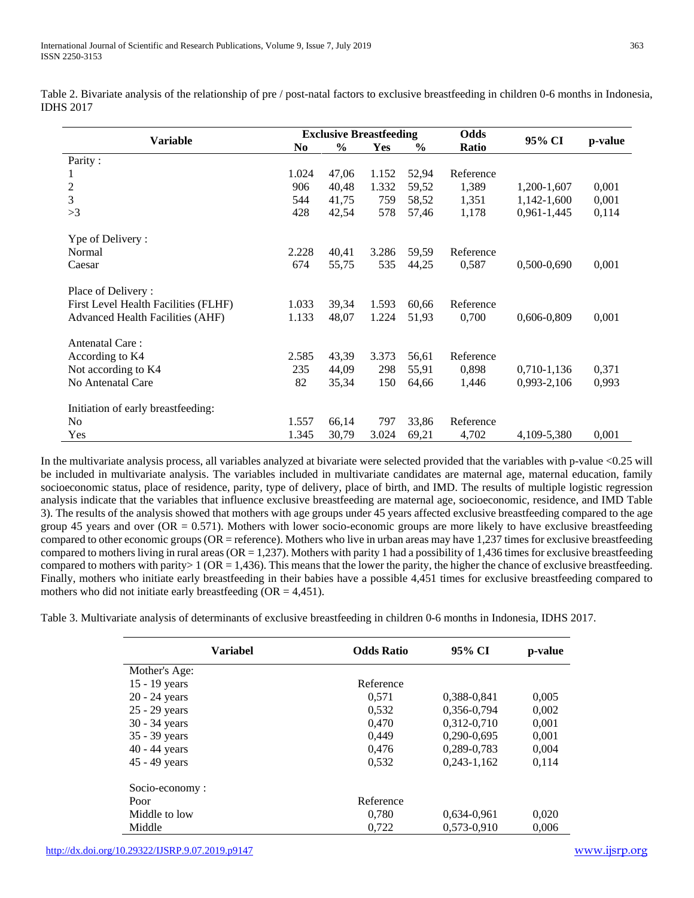Table 2. Bivariate analysis of the relationship of pre / post-natal factors to exclusive breastfeeding in children 0-6 months in Indonesia, IDHS 2017

| Variable | Exclusive Breastfeeding | | | | Odds Ratio | 95% CI | p-value |
|---|---|---|---|---|---|---|---|
| | No | % | Yes | % | | | |
| Parity : | | | | | | | |
| 1 | 1.024 | 47,06 | 1.152 | 52,94 | Reference | | |
| 2 | 906 | 40,48 | 1.332 | 59,52 | 1,389 | 1,200-1,607 | 0,001 |
| 3 | 544 | 41,75 | 759 | 58,52 | 1,351 | 1,142-1,600 | 0,001 |
| >3 | 428 | 42,54 | 578 | 57,46 | 1,178 | 0,961-1,445 | 0,114 |
| Ype of Delivery : | | | | | | | |
| Normal | 2.228 | 40,41 | 3.286 | 59,59 | Reference | | |
| Caesar | 674 | 55,75 | 535 | 44,25 | 0,587 | 0,500-0,690 | 0,001 |
| Place of Delivery : | | | | | | | |
| First Level Health Facilities (FLHF) | 1.033 | 39,34 | 1.593 | 60,66 | Reference | | |
| Advanced Health Facilities (AHF) | 1.133 | 48,07 | 1.224 | 51,93 | 0,700 | 0,606-0,809 | 0,001 |
| Antenatal Care : | | | | | | | |
| According to K4 | 2.585 | 43,39 | 3.373 | 56,61 | Reference | | |
| Not according to K4 | 235 | 44,09 | 298 | 55,91 | 0,898 | 0,710-1,136 | 0,371 |
| No Antenatal Care | 82 | 35,34 | 150 | 64,66 | 1,446 | 0,993-2,106 | 0,993 |
| Initiation of early breastfeeding: | | | | | | | |
| No | 1.557 | 66,14 | 797 | 33,86 | Reference | | |
| Yes | 1.345 | 30,79 | 3.024 | 69,21 | 4,702 | 4,109-5,380 | 0,001 |

In the multivariate analysis process, all variables analyzed at bivariate were selected provided that the variables with p-value <0.25 will be included in multivariate analysis. The variables included in multivariate candidates are maternal age, maternal education, family socioeconomic status, place of residence, parity, type of delivery, place of birth, and IMD. The results of multiple logistic regression analysis indicate that the variables that influence exclusive breastfeeding are maternal age, socioeconomic, residence, and IMD Table 3). The results of the analysis showed that mothers with age groups under 45 years affected exclusive breastfeeding compared to the age group 45 years and over (OR = 0.571). Mothers with lower socio-economic groups are more likely to have exclusive breastfeeding compared to other economic groups (OR = reference). Mothers who live in urban areas may have 1,237 times for exclusive breastfeeding compared to mothers living in rural areas (OR = 1,237). Mothers with parity 1 had a possibility of 1,436 times for exclusive breastfeeding compared to mothers with parity> 1 (OR = 1,436). This means that the lower the parity, the higher the chance of exclusive breastfeeding. Finally, mothers who initiate early breastfeeding in their babies have a possible 4,451 times for exclusive breastfeeding compared to mothers who did not initiate early breastfeeding (OR = 4,451).

Table 3. Multivariate analysis of determinants of exclusive breastfeeding in children 0-6 months in Indonesia, IDHS 2017.

| Variabel | Odds Ratio | 95% CI | p-value |
|---|---|---|---|
| Mother's Age: | | | |
| 15 - 19 years | Reference | | |
| 20 - 24 years | 0,571 | 0,388-0,841 | 0,005 |
| 25 - 29 years | 0,532 | 0,356-0,794 | 0,002 |
| 30 - 34 years | 0,470 | 0,312-0,710 | 0,001 |
| 35 - 39 years | 0,449 | 0,290-0,695 | 0,001 |
| 40 - 44 years | 0,476 | 0,289-0,783 | 0,004 |
| 45 - 49 years | 0,532 | 0,243-1,162 | 0,114 |
| Socio-economy : | | | |
| Poor | Reference | | |
| Middle to low | 0,780 | 0,634-0,961 | 0,020 |
| Middle | 0,722 | 0,573-0,910 | 0,006 |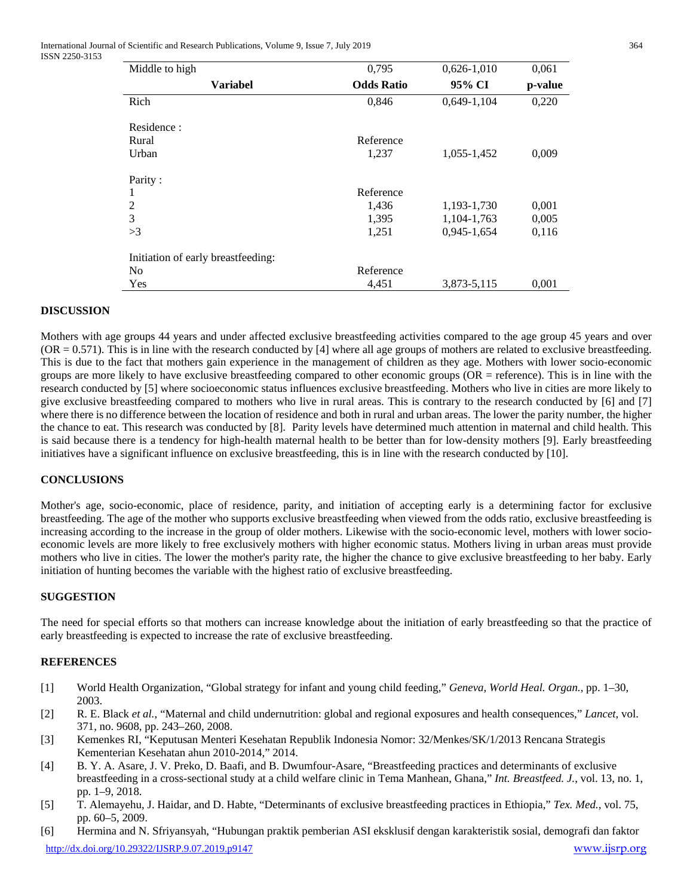| Middle to high | 0,795 | 0,626-1,010 | 0,061 |
|---|---|---|---|
| **Variabel** | **Odds Ratio** | **95% CI** | **p-value** |
| Rich | 0,846 | 0,649-1,104 | 0,220 |
| Residence : | | | |
| Rural | Reference | | |
| Urban | 1,237 | 1,055-1,452 | 0,009 |
| Parity : | | | |
| 1 | Reference | | |
| 2 | 1,436 | 1,193-1,730 | 0,001 |
| 3 | 1,395 | 1,104-1,763 | 0,005 |
| >3 | 1,251 | 0,945-1,654 | 0,116 |
| Initiation of early breastfeeding: | | | |
| No | Reference | | |
| Yes | 4,451 | 3,873-5,115 | 0,001 |

## DISCUSSION

Mothers with age groups 44 years and under affected exclusive breastfeeding activities compared to the age group 45 years and over (OR = 0.571). This is in line with the research conducted by [4] where all age groups of mothers are related to exclusive breastfeeding. This is due to the fact that mothers gain experience in the management of children as they age. Mothers with lower socio-economic groups are more likely to have exclusive breastfeeding compared to other economic groups (OR = reference). This is in line with the research conducted by [5] where socioeconomic status influences exclusive breastfeeding. Mothers who live in cities are more likely to give exclusive breastfeeding compared to mothers who live in rural areas. This is contrary to the research conducted by [6] and [7] where there is no difference between the location of residence and both in rural and urban areas. The lower the parity number, the higher the chance to eat. This research was conducted by [8]. Parity levels have determined much attention in maternal and child health. This is said because there is a tendency for high-health maternal health to be better than for low-density mothers [9]. Early breastfeeding initiatives have a significant influence on exclusive breastfeeding, this is in line with the research conducted by [10].

## CONCLUSIONS

Mother's age, socio-economic, place of residence, parity, and initiation of accepting early is a determining factor for exclusive breastfeeding. The age of the mother who supports exclusive breastfeeding when viewed from the odds ratio, exclusive breastfeeding is increasing according to the increase in the group of older mothers. Likewise with the socio-economic level, mothers with lower socio-economic levels are more likely to free exclusively mothers with higher economic status. Mothers living in urban areas must provide mothers who live in cities. The lower the mother's parity rate, the higher the chance to give exclusive breastfeeding to her baby. Early initiation of hunting becomes the variable with the highest ratio of exclusive breastfeeding.

## SUGGESTION

The need for special efforts so that mothers can increase knowledge about the initiation of early breastfeeding so that the practice of early breastfeeding is expected to increase the rate of exclusive breastfeeding.

## REFERENCES

[1] World Health Organization, "Global strategy for infant and young child feeding," *Geneva, World Heal. Organ.*, pp. 1–30, 2003.

[2] R. E. Black *et al.*, "Maternal and child undernutrition: global and regional exposures and health consequences," *Lancet*, vol. 371, no. 9608, pp. 243–260, 2008.

[3] Kemenkes RI, "Keputusan Menteri Kesehatan Republik Indonesia Nomor: 32/Menkes/SK/1/2013 Rencana Strategis Kementerian Kesehatan ahun 2010-2014," 2014.

[4] B. Y. A. Asare, J. V. Preko, D. Baafi, and B. Dwumfour-Asare, "Breastfeeding practices and determinants of exclusive breastfeeding in a cross-sectional study at a child welfare clinic in Tema Manhean, Ghana," *Int. Breastfeed. J.*, vol. 13, no. 1, pp. 1–9, 2018.

[5] T. Alemayehu, J. Haidar, and D. Habte, "Determinants of exclusive breastfeeding practices in Ethiopia," *Tex. Med.*, vol. 75, pp. 60–5, 2009.

[6] Hermina and N. Sfriyansyah, "Hubungan praktik pemberian ASI eksklusif dengan karakteristik sosial, demografi dan faktor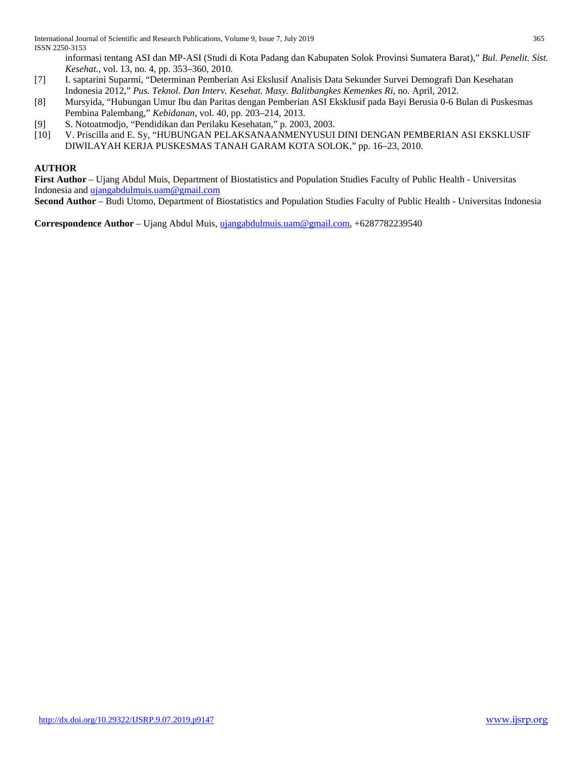informasi tentang ASI dan MP-ASI (Studi di Kota Padang dan Kabupaten Solok Provinsi Sumatera Barat)," *Bul. Penelit. Sist. Kesehat.*, vol. 13, no. 4, pp. 353–360, 2010.

[7] I. saptarini Suparmi, "Determinan Pemberian Asi Ekslusif Analisis Data Sekunder Survei Demografi Dan Kesehatan Indonesia 2012," *Pus. Teknol. Dan Interv. Kesehat. Masy. Balitbangkes Kemenkes Ri*, no. April, 2012.

[8] Mursyida, "Hubungan Umur Ibu dan Paritas dengan Pemberian ASI Eksklusif pada Bayi Berusia 0-6 Bulan di Puskesmas Pembina Palembang," *Kebidanan*, vol. 40, pp. 203–214, 2013.

[9] S. Notoatmodjo, "Pendidikan dan Perilaku Kesehatan," p. 2003, 2003.

[10] V. Priscilla and E. Sy, "HUBUNGAN PELAKSANAANMENYUSUI DINI DENGAN PEMBERIAN ASI EKSKLUSIF DIWILAYAH KERJA PUSKESMAS TANAH GARAM KOTA SOLOK," pp. 16–23, 2010.

## AUTHOR

**First Author** – Ujang Abdul Muis, Department of Biostatistics and Population Studies Faculty of Public Health - Universitas Indonesia and ujangabdulmuis.uam@gmail.com

**Second Author** – Budi Utomo, Department of Biostatistics and Population Studies Faculty of Public Health - Universitas Indonesia

**Correspondence Author** – Ujang Abdul Muis, ujangabdulmuis.uam@gmail.com, +6287782239540